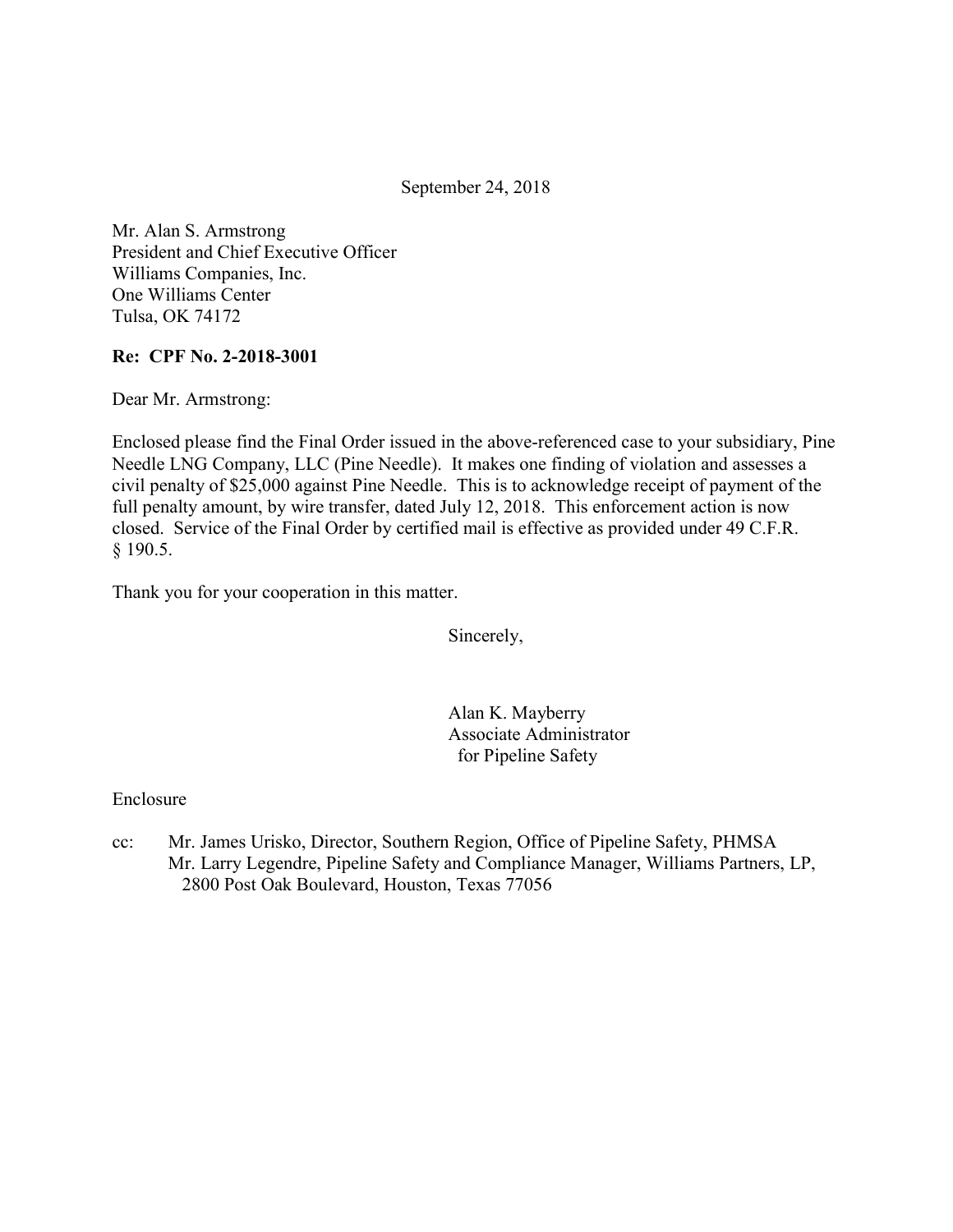September 24, 2018

Mr. Alan S. Armstrong
President and Chief Executive Officer
Williams Companies, Inc.
One Williams Center
Tulsa, OK 74172

**Re: CPF No. 2-2018-3001**

Dear Mr. Armstrong:

Enclosed please find the Final Order issued in the above-referenced case to your subsidiary, Pine Needle LNG Company, LLC (Pine Needle). It makes one finding of violation and assesses a civil penalty of $25,000 against Pine Needle. This is to acknowledge receipt of payment of the full penalty amount, by wire transfer, dated July 12, 2018. This enforcement action is now closed. Service of the Final Order by certified mail is effective as provided under 49 C.F.R. § 190.5.

Thank you for your cooperation in this matter.

Sincerely,

Alan K. Mayberry
Associate Administrator
for Pipeline Safety

Enclosure

cc: Mr. James Urisko, Director, Southern Region, Office of Pipeline Safety, PHMSA
Mr. Larry Legendre, Pipeline Safety and Compliance Manager, Williams Partners, LP, 2800 Post Oak Boulevard, Houston, Texas 77056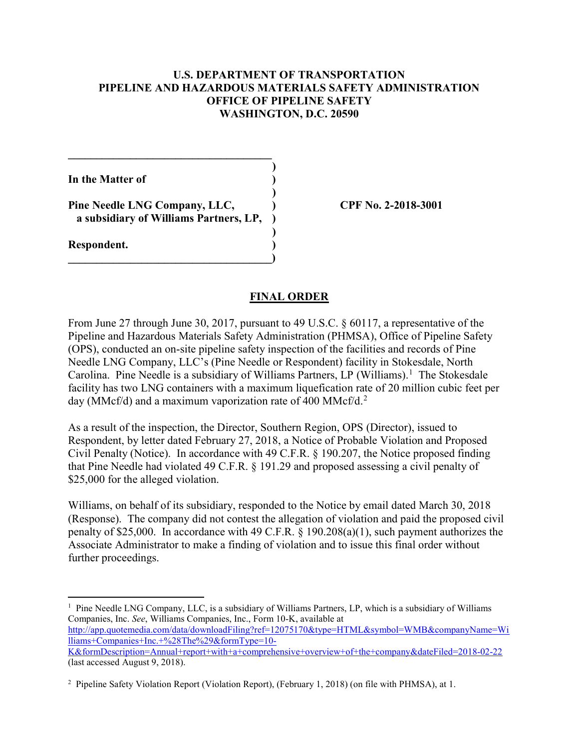**U.S. DEPARTMENT OF TRANSPORTATION**
**PIPELINE AND HAZARDOUS MATERIALS SAFETY ADMINISTRATION**
**OFFICE OF PIPELINE SAFETY**
**WASHINGTON, D.C. 20590**

**In the Matter of**

**Pine Needle LNG Company, LLC,**
**a subsidiary of Williams Partners, LP,**

**Respondent.**

**CPF No. 2-2018-3001**

## FINAL ORDER

From June 27 through June 30, 2017, pursuant to 49 U.S.C. § 60117, a representative of the Pipeline and Hazardous Materials Safety Administration (PHMSA), Office of Pipeline Safety (OPS), conducted an on-site pipeline safety inspection of the facilities and records of Pine Needle LNG Company, LLC's (Pine Needle or Respondent) facility in Stokesdale, North Carolina. Pine Needle is a subsidiary of Williams Partners, LP (Williams).[1] The Stokesdale facility has two LNG containers with a maximum liquefication rate of 20 million cubic feet per day (MMcf/d) and a maximum vaporization rate of 400 MMcf/d.[2]

As a result of the inspection, the Director, Southern Region, OPS (Director), issued to Respondent, by letter dated February 27, 2018, a Notice of Probable Violation and Proposed Civil Penalty (Notice). In accordance with 49 C.F.R. § 190.207, the Notice proposed finding that Pine Needle had violated 49 C.F.R. § 191.29 and proposed assessing a civil penalty of $25,000 for the alleged violation.

Williams, on behalf of its subsidiary, responded to the Notice by email dated March 30, 2018 (Response). The company did not contest the allegation of violation and paid the proposed civil penalty of $25,000. In accordance with 49 C.F.R. § 190.208(a)(1), such payment authorizes the Associate Administrator to make a finding of violation and to issue this final order without further proceedings.

---

[1] Pine Needle LNG Company, LLC, is a subsidiary of Williams Partners, LP, which is a subsidiary of Williams Companies, Inc. *See*, Williams Companies, Inc., Form 10-K, available at http://app.quotemedia.com/data/downloadFiling?ref=12075170&type=HTML&symbol=WMB&companyName=Williams+Companies+Inc.+%28The%29&formType=10-K&formDescription=Annual+report+with+a+comprehensive+overview+of+the+company&dateFiled=2018-02-22 (last accessed August 9, 2018).

[2] Pipeline Safety Violation Report (Violation Report), (February 1, 2018) (on file with PHMSA), at 1.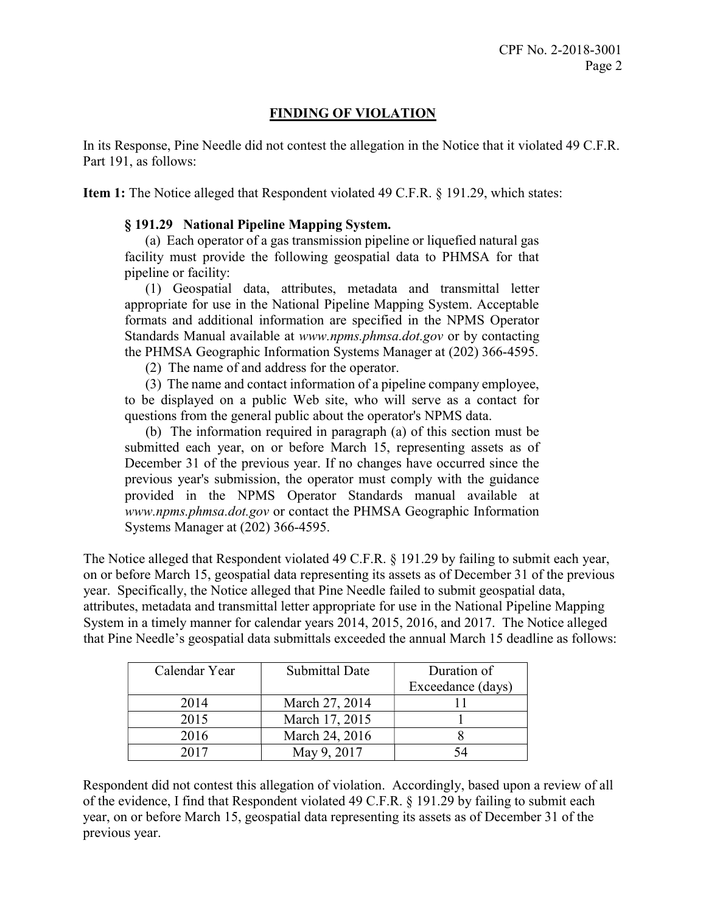## FINDING OF VIOLATION

In its Response, Pine Needle did not contest the allegation in the Notice that it violated 49 C.F.R. Part 191, as follows:

**Item 1:** The Notice alleged that Respondent violated 49 C.F.R. § 191.29, which states:

> **§ 191.29 National Pipeline Mapping System.**
>
> (a) Each operator of a gas transmission pipeline or liquefied natural gas facility must provide the following geospatial data to PHMSA for that pipeline or facility:
>
> (1) Geospatial data, attributes, metadata and transmittal letter appropriate for use in the National Pipeline Mapping System. Acceptable formats and additional information are specified in the NPMS Operator Standards Manual available at *www.npms.phmsa.dot.gov* or by contacting the PHMSA Geographic Information Systems Manager at (202) 366-4595.
>
> (2) The name of and address for the operator.
>
> (3) The name and contact information of a pipeline company employee, to be displayed on a public Web site, who will serve as a contact for questions from the general public about the operator's NPMS data.
>
> (b) The information required in paragraph (a) of this section must be submitted each year, on or before March 15, representing assets as of December 31 of the previous year. If no changes have occurred since the previous year's submission, the operator must comply with the guidance provided in the NPMS Operator Standards manual available at *www.npms.phmsa.dot.gov* or contact the PHMSA Geographic Information Systems Manager at (202) 366-4595.

The Notice alleged that Respondent violated 49 C.F.R. § 191.29 by failing to submit each year, on or before March 15, geospatial data representing its assets as of December 31 of the previous year. Specifically, the Notice alleged that Pine Needle failed to submit geospatial data, attributes, metadata and transmittal letter appropriate for use in the National Pipeline Mapping System in a timely manner for calendar years 2014, 2015, 2016, and 2017. The Notice alleged that Pine Needle's geospatial data submittals exceeded the annual March 15 deadline as follows:

| Calendar Year | Submittal Date | Duration of Exceedance (days) |
|---|---|---|
| 2014 | March 27, 2014 | 11 |
| 2015 | March 17, 2015 | 1 |
| 2016 | March 24, 2016 | 8 |
| 2017 | May 9, 2017 | 54 |

Respondent did not contest this allegation of violation. Accordingly, based upon a review of all of the evidence, I find that Respondent violated 49 C.F.R. § 191.29 by failing to submit each year, on or before March 15, geospatial data representing its assets as of December 31 of the previous year.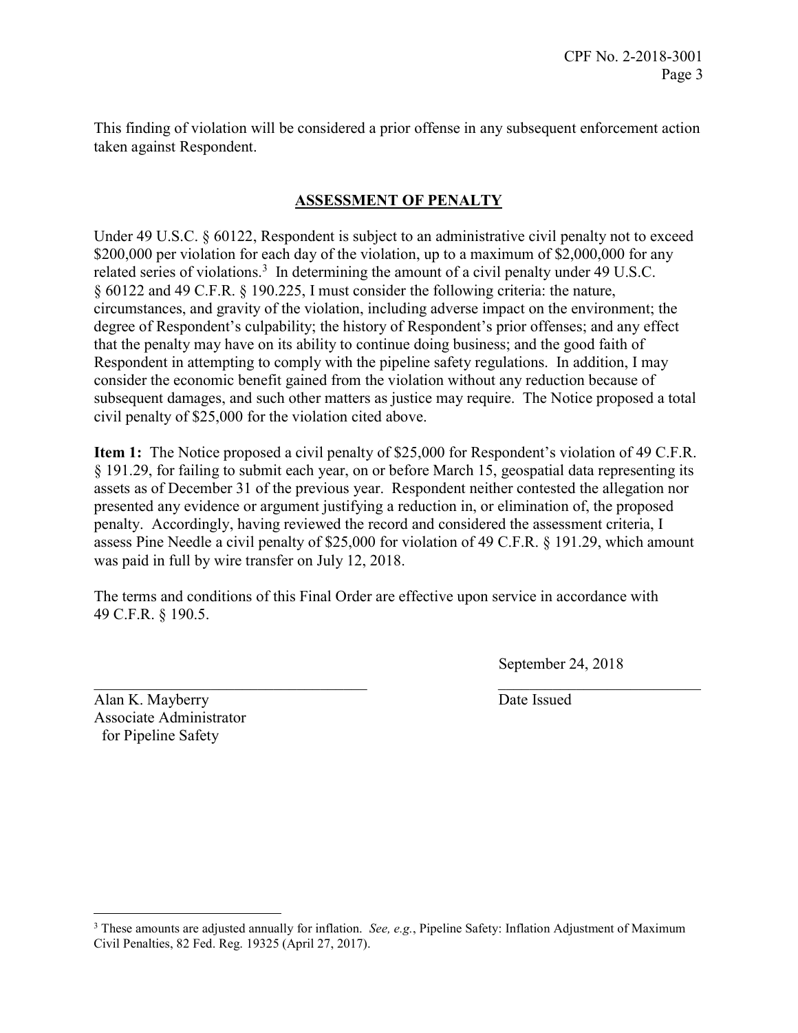This finding of violation will be considered a prior offense in any subsequent enforcement action taken against Respondent.

## ASSESSMENT OF PENALTY

Under 49 U.S.C. § 60122, Respondent is subject to an administrative civil penalty not to exceed $200,000 per violation for each day of the violation, up to a maximum of $2,000,000 for any related series of violations.[3] In determining the amount of a civil penalty under 49 U.S.C. § 60122 and 49 C.F.R. § 190.225, I must consider the following criteria: the nature, circumstances, and gravity of the violation, including adverse impact on the environment; the degree of Respondent's culpability; the history of Respondent's prior offenses; and any effect that the penalty may have on its ability to continue doing business; and the good faith of Respondent in attempting to comply with the pipeline safety regulations. In addition, I may consider the economic benefit gained from the violation without any reduction because of subsequent damages, and such other matters as justice may require. The Notice proposed a total civil penalty of $25,000 for the violation cited above.

**Item 1:** The Notice proposed a civil penalty of $25,000 for Respondent's violation of 49 C.F.R. § 191.29, for failing to submit each year, on or before March 15, geospatial data representing its assets as of December 31 of the previous year. Respondent neither contested the allegation nor presented any evidence or argument justifying a reduction in, or elimination of, the proposed penalty. Accordingly, having reviewed the record and considered the assessment criteria, I assess Pine Needle a civil penalty of $25,000 for violation of 49 C.F.R. § 191.29, which amount was paid in full by wire transfer on July 12, 2018.

The terms and conditions of this Final Order are effective upon service in accordance with 49 C.F.R. § 190.5.

Alan K. Mayberry
Associate Administrator
for Pipeline Safety

September 24, 2018
Date Issued

[3] These amounts are adjusted annually for inflation. *See, e.g.*, Pipeline Safety: Inflation Adjustment of Maximum Civil Penalties, 82 Fed. Reg. 19325 (April 27, 2017).